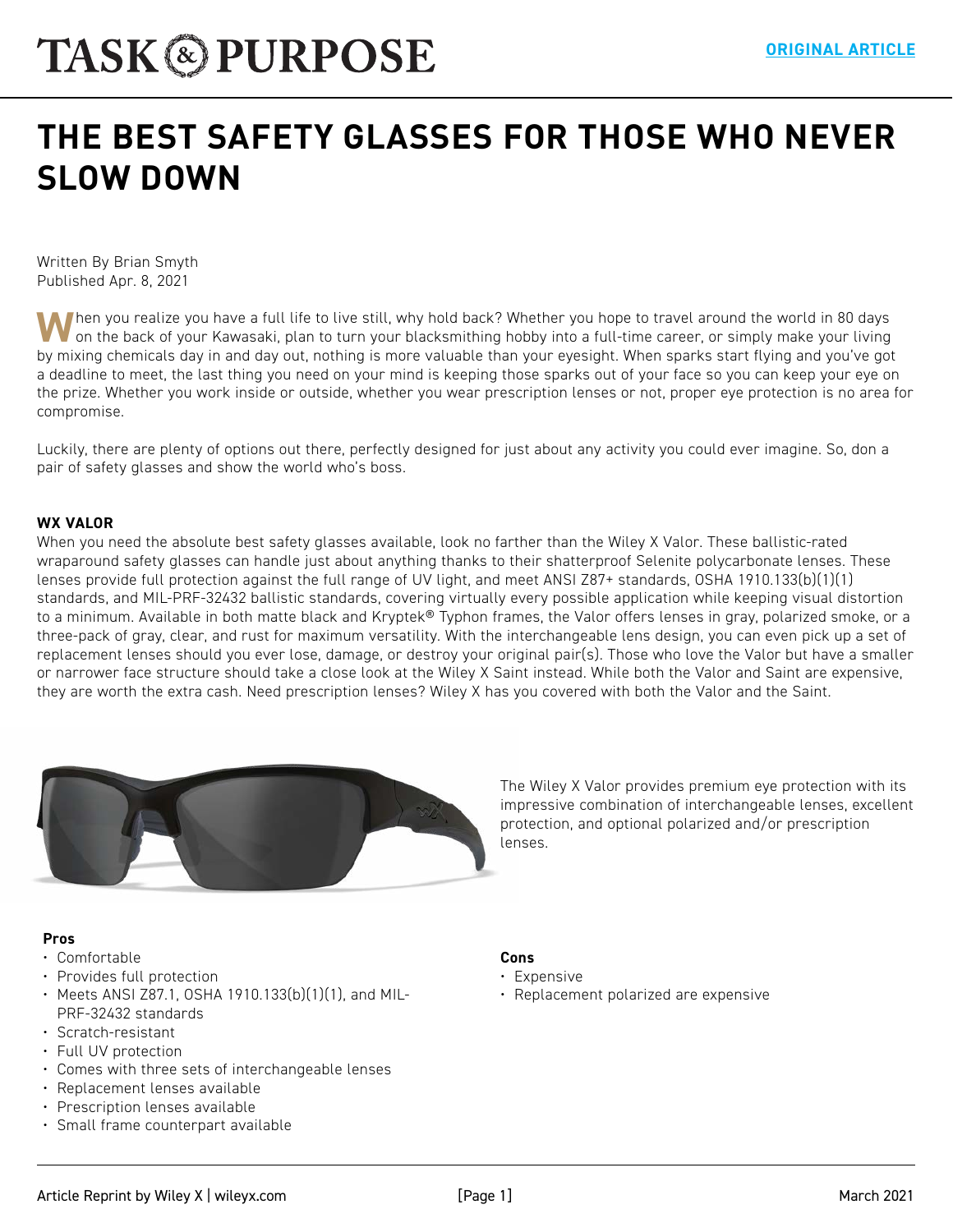# THE BEST SAFETY GLASSES FOR THOSE WHO NEVER SLOW DOWN

Written By Brian Smyth
Published Apr. 8, 2021

When you realize you have a full life to live still, why hold back? Whether you hope to travel around the world in 80 days on the back of your Kawasaki, plan to turn your blacksmithing hobby into a full-time career, or simply make your living by mixing chemicals day in and day out, nothing is more valuable than your eyesight. When sparks start flying and you've got a deadline to meet, the last thing you need on your mind is keeping those sparks out of your face so you can keep your eye on the prize. Whether you work inside or outside, whether you wear prescription lenses or not, proper eye protection is no area for compromise.

Luckily, there are plenty of options out there, perfectly designed for just about any activity you could ever imagine. So, don a pair of safety glasses and show the world who's boss.

**WX VALOR**

When you need the absolute best safety glasses available, look no farther than the Wiley X Valor. These ballistic-rated wraparound safety glasses can handle just about anything thanks to their shatterproof Selenite polycarbonate lenses. These lenses provide full protection against the full range of UV light, and meet ANSI Z87+ standards, OSHA 1910.133(b)(1)(1) standards, and MIL-PRF-32432 ballistic standards, covering virtually every possible application while keeping visual distortion to a minimum. Available in both matte black and Kryptek® Typhon frames, the Valor offers lenses in gray, polarized smoke, or a three-pack of gray, clear, and rust for maximum versatility. With the interchangeable lens design, you can even pick up a set of replacement lenses should you ever lose, damage, or destroy your original pair(s). Those who love the Valor but have a smaller or narrower face structure should take a close look at the Wiley X Saint instead. While both the Valor and Saint are expensive, they are worth the extra cash. Need prescription lenses? Wiley X has you covered with both the Valor and the Saint.

The Wiley X Valor provides premium eye protection with its impressive combination of interchangeable lenses, excellent protection, and optional polarized and/or prescription lenses.

**Pros**

- Comfortable
- Provides full protection
- Meets ANSI Z87.1, OSHA 1910.133(b)(1)(1), and MIL-PRF-32432 standards
- Scratch-resistant
- Full UV protection
- Comes with three sets of interchangeable lenses
- Replacement lenses available
- Prescription lenses available
- Small frame counterpart available

**Cons**

- Expensive
- Replacement polarized are expensive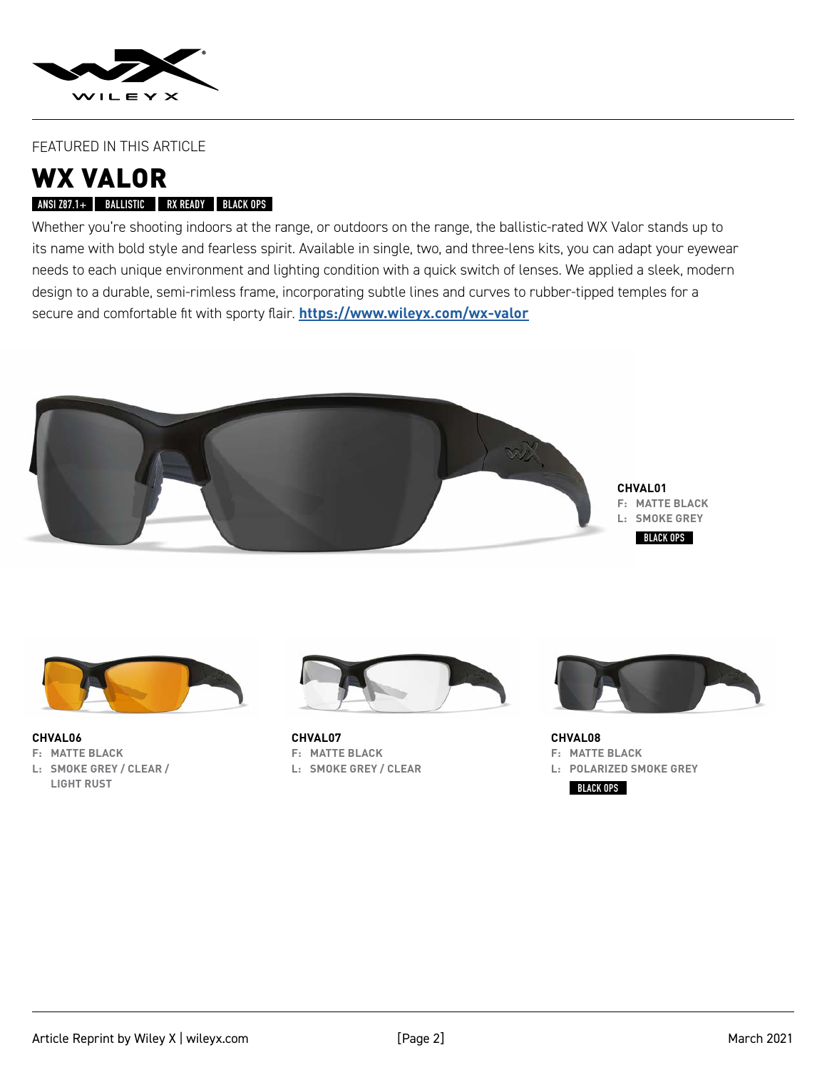FEATURED IN THIS ARTICLE

# WX VALOR

ANSI Z87.1+ | BALLISTIC | RX READY | BLACK OPS

Whether you're shooting indoors at the range, or outdoors on the range, the ballistic-rated WX Valor stands up to its name with bold style and fearless spirit. Available in single, two, and three-lens kits, you can adapt your eyewear needs to each unique environment and lighting condition with a quick switch of lenses. We applied a sleek, modern design to a durable, semi-rimless frame, incorporating subtle lines and curves to rubber-tipped temples for a secure and comfortable fit with sporty flair. **https://www.wileyx.com/wx-valor**

**CHVAL01**
**F: MATTE BLACK**
**L: SMOKE GREY**
BLACK OPS

**CHVAL06**
**F: MATTE BLACK**
**L: SMOKE GREY / CLEAR / LIGHT RUST**

**CHVAL07**
**F: MATTE BLACK**
**L: SMOKE GREY / CLEAR**

**CHVAL08**
**F: MATTE BLACK**
**L: POLARIZED SMOKE GREY**
BLACK OPS